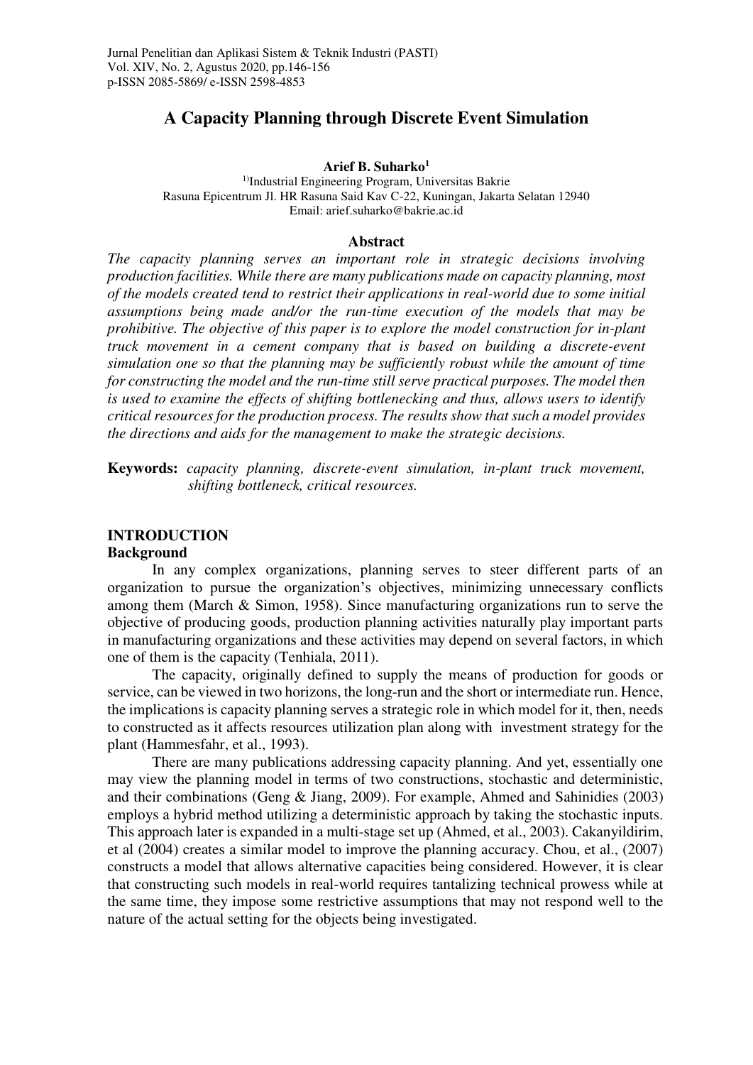# A Capacity Planning through Discrete Event Simulation

**Arief B. Suharko[1]**

[1)]Industrial Engineering Program, Universitas Bakrie
Rasuna Epicentrum Jl. HR Rasuna Said Kav C-22, Kuningan, Jakarta Selatan 12940
Email: arief.suharko@bakrie.ac.id

## Abstract

*The capacity planning serves an important role in strategic decisions involving production facilities. While there are many publications made on capacity planning, most of the models created tend to restrict their applications in real-world due to some initial assumptions being made and/or the run-time execution of the models that may be prohibitive. The objective of this paper is to explore the model construction for in-plant truck movement in a cement company that is based on building a discrete-event simulation one so that the planning may be sufficiently robust while the amount of time for constructing the model and the run-time still serve practical purposes. The model then is used to examine the effects of shifting bottlenecking and thus, allows users to identify critical resources for the production process. The results show that such a model provides the directions and aids for the management to make the strategic decisions.*

**Keywords:** *capacity planning, discrete-event simulation, in-plant truck movement, shifting bottleneck, critical resources.*

## INTRODUCTION

### Background

In any complex organizations, planning serves to steer different parts of an organization to pursue the organization's objectives, minimizing unnecessary conflicts among them (March & Simon, 1958). Since manufacturing organizations run to serve the objective of producing goods, production planning activities naturally play important parts in manufacturing organizations and these activities may depend on several factors, in which one of them is the capacity (Tenhiala, 2011).

The capacity, originally defined to supply the means of production for goods or service, can be viewed in two horizons, the long-run and the short or intermediate run. Hence, the implications is capacity planning serves a strategic role in which model for it, then, needs to constructed as it affects resources utilization plan along with investment strategy for the plant (Hammesfahr, et al., 1993).

There are many publications addressing capacity planning. And yet, essentially one may view the planning model in terms of two constructions, stochastic and deterministic, and their combinations (Geng & Jiang, 2009). For example, Ahmed and Sahinidies (2003) employs a hybrid method utilizing a deterministic approach by taking the stochastic inputs. This approach later is expanded in a multi-stage set up (Ahmed, et al., 2003). Cakanyildirim, et al (2004) creates a similar model to improve the planning accuracy. Chou, et al., (2007) constructs a model that allows alternative capacities being considered. However, it is clear that constructing such models in real-world requires tantalizing technical prowess while at the same time, they impose some restrictive assumptions that may not respond well to the nature of the actual setting for the objects being investigated.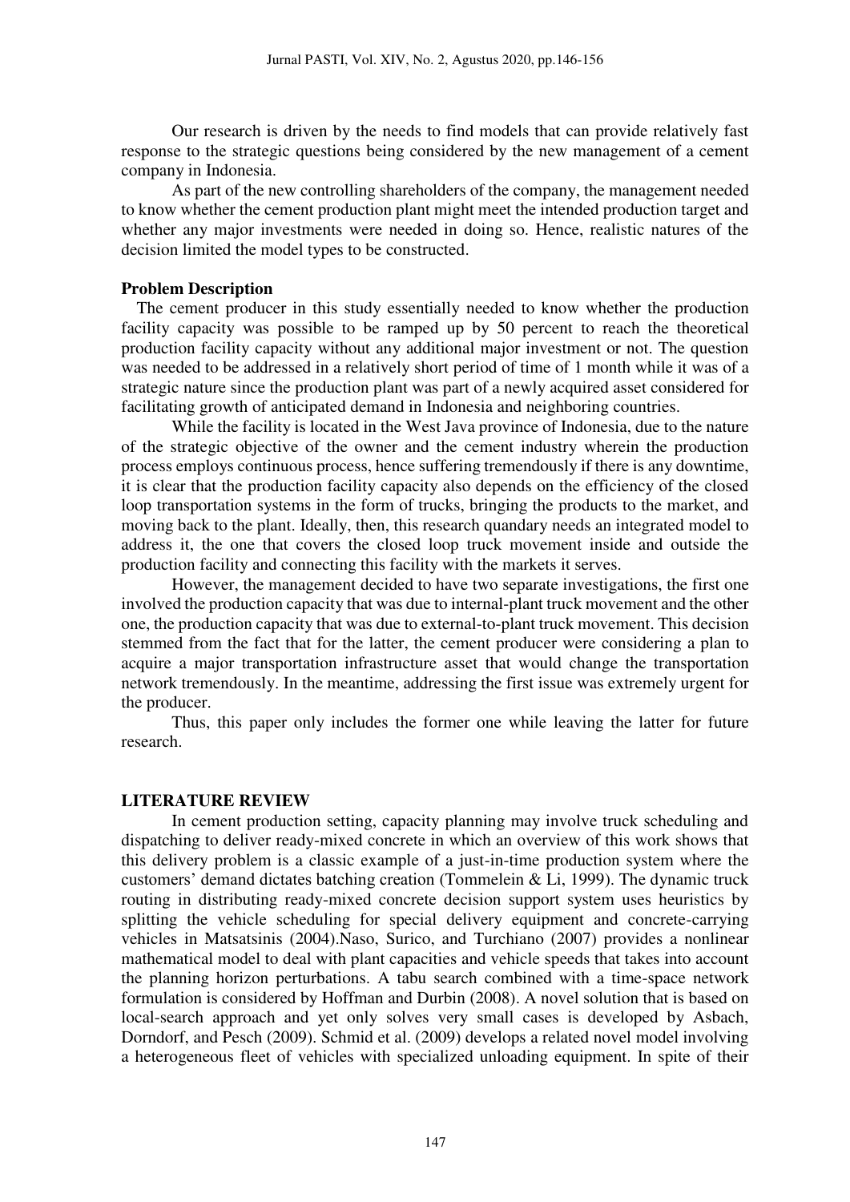Our research is driven by the needs to find models that can provide relatively fast response to the strategic questions being considered by the new management of a cement company in Indonesia.

As part of the new controlling shareholders of the company, the management needed to know whether the cement production plant might meet the intended production target and whether any major investments were needed in doing so. Hence, realistic natures of the decision limited the model types to be constructed.

**Problem Description**

The cement producer in this study essentially needed to know whether the production facility capacity was possible to be ramped up by 50 percent to reach the theoretical production facility capacity without any additional major investment or not. The question was needed to be addressed in a relatively short period of time of 1 month while it was of a strategic nature since the production plant was part of a newly acquired asset considered for facilitating growth of anticipated demand in Indonesia and neighboring countries.

While the facility is located in the West Java province of Indonesia, due to the nature of the strategic objective of the owner and the cement industry wherein the production process employs continuous process, hence suffering tremendously if there is any downtime, it is clear that the production facility capacity also depends on the efficiency of the closed loop transportation systems in the form of trucks, bringing the products to the market, and moving back to the plant. Ideally, then, this research quandary needs an integrated model to address it, the one that covers the closed loop truck movement inside and outside the production facility and connecting this facility with the markets it serves.

However, the management decided to have two separate investigations, the first one involved the production capacity that was due to internal-plant truck movement and the other one, the production capacity that was due to external-to-plant truck movement. This decision stemmed from the fact that for the latter, the cement producer were considering a plan to acquire a major transportation infrastructure asset that would change the transportation network tremendously. In the meantime, addressing the first issue was extremely urgent for the producer.

Thus, this paper only includes the former one while leaving the latter for future research.

**LITERATURE REVIEW**

In cement production setting, capacity planning may involve truck scheduling and dispatching to deliver ready-mixed concrete in which an overview of this work shows that this delivery problem is a classic example of a just-in-time production system where the customers' demand dictates batching creation (Tommelein & Li, 1999). The dynamic truck routing in distributing ready-mixed concrete decision support system uses heuristics by splitting the vehicle scheduling for special delivery equipment and concrete-carrying vehicles in Matsatsinis (2004).Naso, Surico, and Turchiano (2007) provides a nonlinear mathematical model to deal with plant capacities and vehicle speeds that takes into account the planning horizon perturbations. A tabu search combined with a time-space network formulation is considered by Hoffman and Durbin (2008). A novel solution that is based on local-search approach and yet only solves very small cases is developed by Asbach, Dorndorf, and Pesch (2009). Schmid et al. (2009) develops a related novel model involving a heterogeneous fleet of vehicles with specialized unloading equipment. In spite of their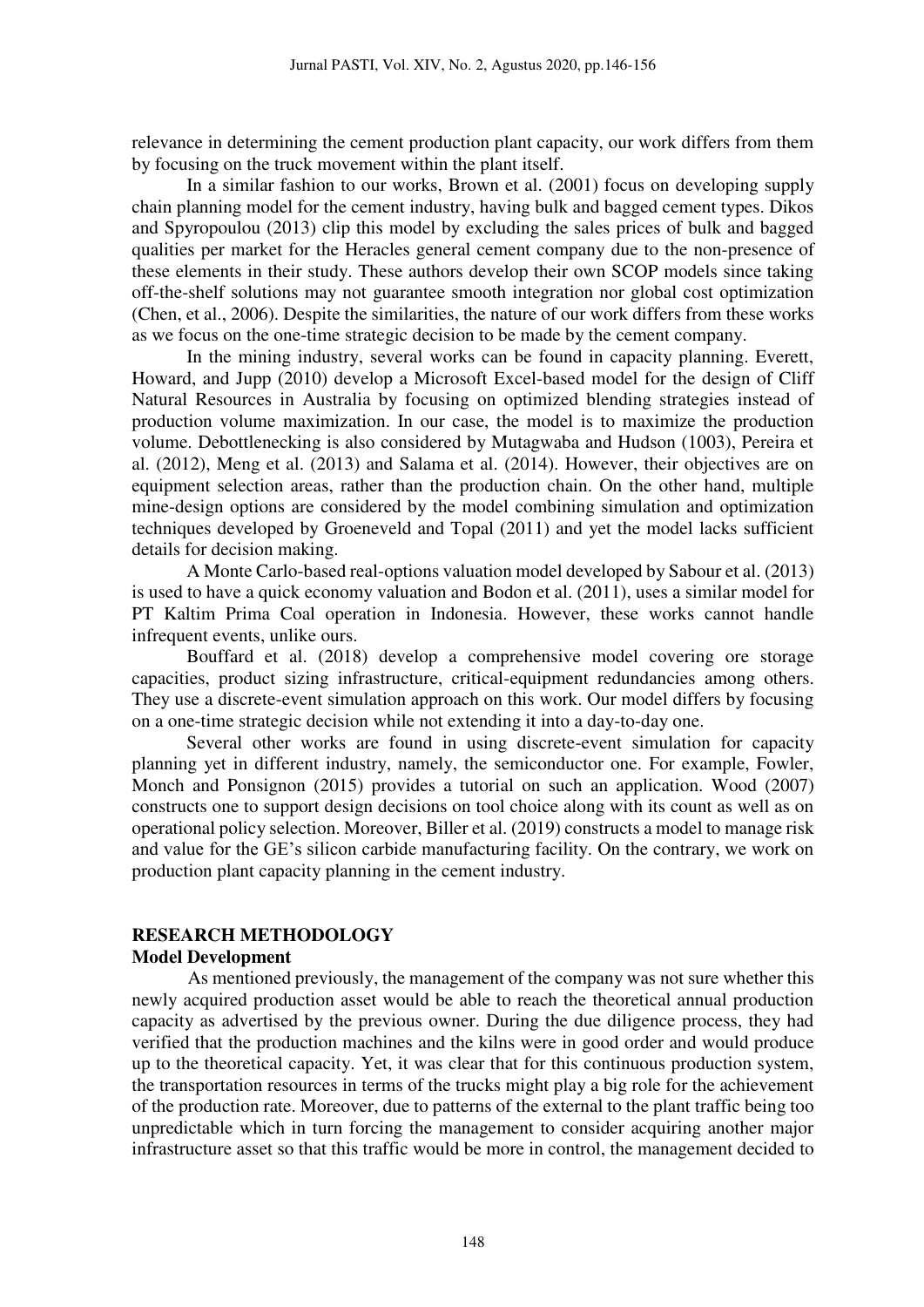relevance in determining the cement production plant capacity, our work differs from them by focusing on the truck movement within the plant itself.

In a similar fashion to our works, Brown et al. (2001) focus on developing supply chain planning model for the cement industry, having bulk and bagged cement types. Dikos and Spyropoulou (2013) clip this model by excluding the sales prices of bulk and bagged qualities per market for the Heracles general cement company due to the non-presence of these elements in their study. These authors develop their own SCOP models since taking off-the-shelf solutions may not guarantee smooth integration nor global cost optimization (Chen, et al., 2006). Despite the similarities, the nature of our work differs from these works as we focus on the one-time strategic decision to be made by the cement company.

In the mining industry, several works can be found in capacity planning. Everett, Howard, and Jupp (2010) develop a Microsoft Excel-based model for the design of Cliff Natural Resources in Australia by focusing on optimized blending strategies instead of production volume maximization. In our case, the model is to maximize the production volume. Debottlenecking is also considered by Mutagwaba and Hudson (1003), Pereira et al. (2012), Meng et al. (2013) and Salama et al. (2014). However, their objectives are on equipment selection areas, rather than the production chain. On the other hand, multiple mine-design options are considered by the model combining simulation and optimization techniques developed by Groeneveld and Topal (2011) and yet the model lacks sufficient details for decision making.

A Monte Carlo-based real-options valuation model developed by Sabour et al. (2013) is used to have a quick economy valuation and Bodon et al. (2011), uses a similar model for PT Kaltim Prima Coal operation in Indonesia. However, these works cannot handle infrequent events, unlike ours.

Bouffard et al. (2018) develop a comprehensive model covering ore storage capacities, product sizing infrastructure, critical-equipment redundancies among others. They use a discrete-event simulation approach on this work. Our model differs by focusing on a one-time strategic decision while not extending it into a day-to-day one.

Several other works are found in using discrete-event simulation for capacity planning yet in different industry, namely, the semiconductor one. For example, Fowler, Monch and Ponsignon (2015) provides a tutorial on such an application. Wood (2007) constructs one to support design decisions on tool choice along with its count as well as on operational policy selection. Moreover, Biller et al. (2019) constructs a model to manage risk and value for the GE's silicon carbide manufacturing facility. On the contrary, we work on production plant capacity planning in the cement industry.

## RESEARCH METHODOLOGY

### Model Development

As mentioned previously, the management of the company was not sure whether this newly acquired production asset would be able to reach the theoretical annual production capacity as advertised by the previous owner. During the due diligence process, they had verified that the production machines and the kilns were in good order and would produce up to the theoretical capacity. Yet, it was clear that for this continuous production system, the transportation resources in terms of the trucks might play a big role for the achievement of the production rate. Moreover, due to patterns of the external to the plant traffic being too unpredictable which in turn forcing the management to consider acquiring another major infrastructure asset so that this traffic would be more in control, the management decided to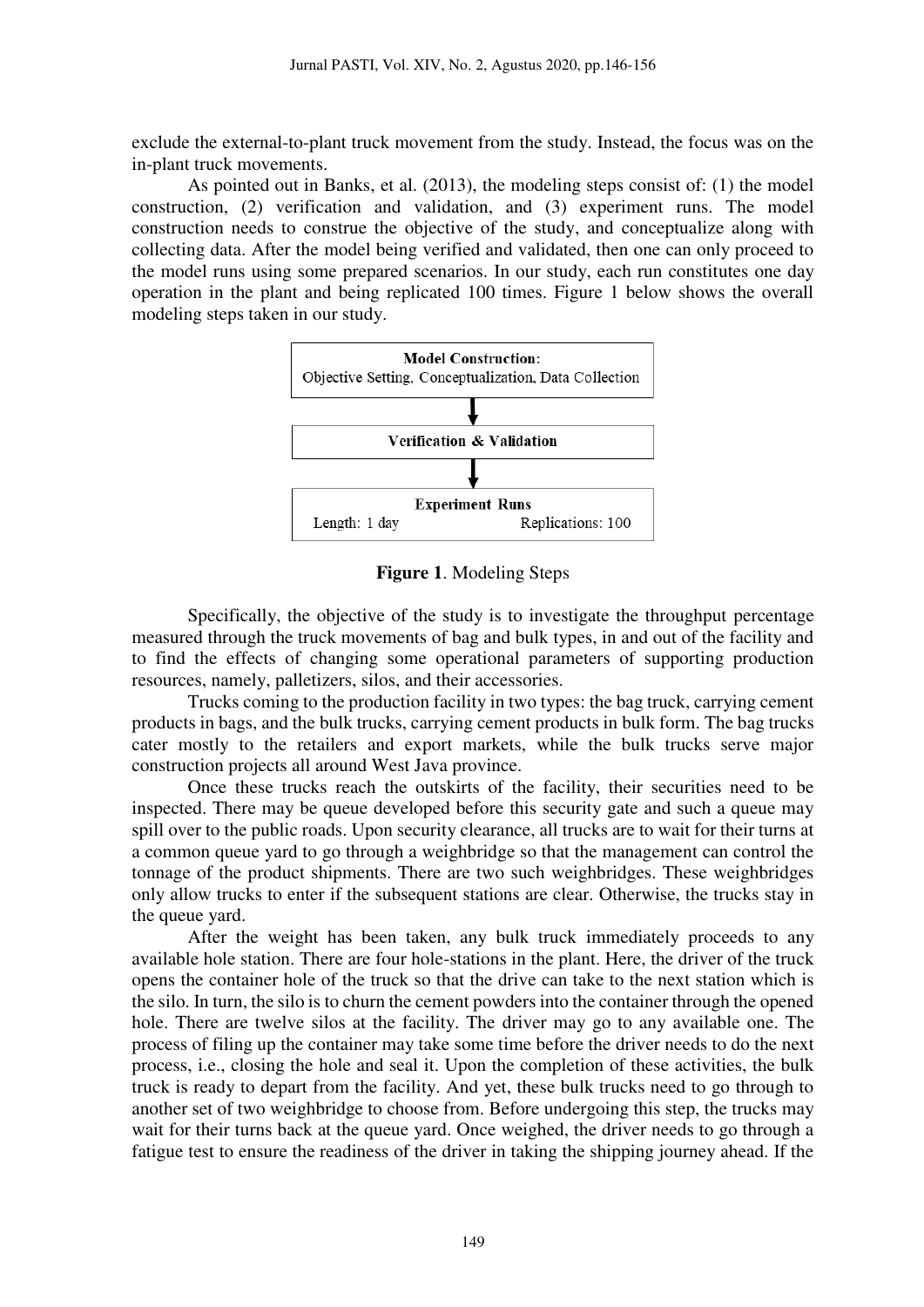exclude the external-to-plant truck movement from the study. Instead, the focus was on the in-plant truck movements.

As pointed out in Banks, et al. (2013), the modeling steps consist of: (1) the model construction, (2) verification and validation, and (3) experiment runs. The model construction needs to construe the objective of the study, and conceptualize along with collecting data. After the model being verified and validated, then one can only proceed to the model runs using some prepared scenarios. In our study, each run constitutes one day operation in the plant and being replicated 100 times. Figure 1 below shows the overall modeling steps taken in our study.

**Model Construction**:
Objective Setting, Conceptualization, Data Collection

↓

**Verification & Validation**

↓

**Experiment Runs**
Length: 1 day Replications: 100

**Figure 1**. Modeling Steps

Specifically, the objective of the study is to investigate the throughput percentage measured through the truck movements of bag and bulk types, in and out of the facility and to find the effects of changing some operational parameters of supporting production resources, namely, palletizers, silos, and their accessories.

Trucks coming to the production facility in two types: the bag truck, carrying cement products in bags, and the bulk trucks, carrying cement products in bulk form. The bag trucks cater mostly to the retailers and export markets, while the bulk trucks serve major construction projects all around West Java province.

Once these trucks reach the outskirts of the facility, their securities need to be inspected. There may be queue developed before this security gate and such a queue may spill over to the public roads. Upon security clearance, all trucks are to wait for their turns at a common queue yard to go through a weighbridge so that the management can control the tonnage of the product shipments. There are two such weighbridges. These weighbridges only allow trucks to enter if the subsequent stations are clear. Otherwise, the trucks stay in the queue yard.

After the weight has been taken, any bulk truck immediately proceeds to any available hole station. There are four hole-stations in the plant. Here, the driver of the truck opens the container hole of the truck so that the drive can take to the next station which is the silo. In turn, the silo is to churn the cement powders into the container through the opened hole. There are twelve silos at the facility. The driver may go to any available one. The process of filing up the container may take some time before the driver needs to do the next process, i.e., closing the hole and seal it. Upon the completion of these activities, the bulk truck is ready to depart from the facility. And yet, these bulk trucks need to go through to another set of two weighbridge to choose from. Before undergoing this step, the trucks may wait for their turns back at the queue yard. Once weighed, the driver needs to go through a fatigue test to ensure the readiness of the driver in taking the shipping journey ahead. If the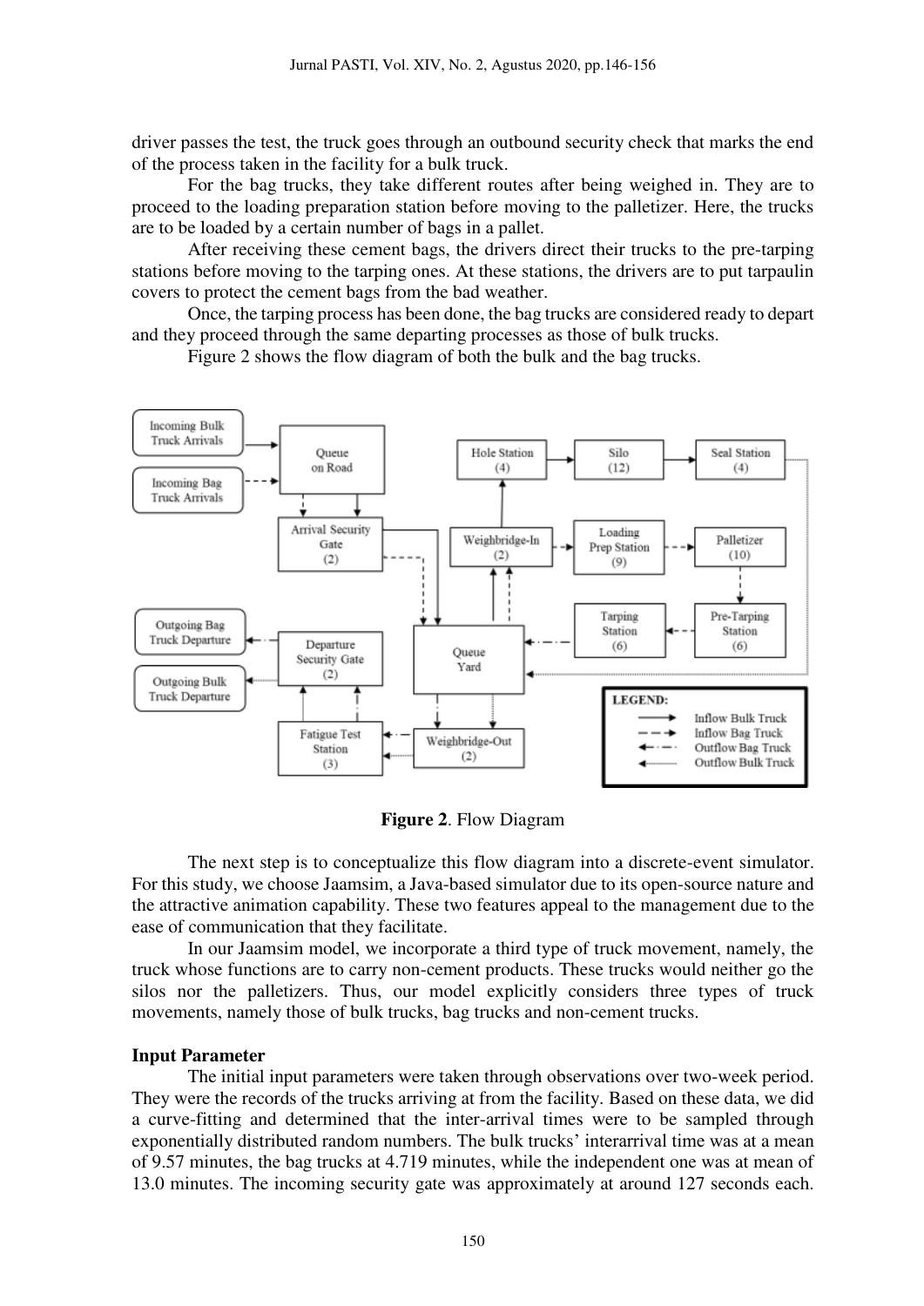driver passes the test, the truck goes through an outbound security check that marks the end of the process taken in the facility for a bulk truck.

For the bag trucks, they take different routes after being weighed in. They are to proceed to the loading preparation station before moving to the palletizer. Here, the trucks are to be loaded by a certain number of bags in a pallet.

After receiving these cement bags, the drivers direct their trucks to the pre-tarping stations before moving to the tarping ones. At these stations, the drivers are to put tarpaulin covers to protect the cement bags from the bad weather.

Once, the tarping process has been done, the bag trucks are considered ready to depart and they proceed through the same departing processes as those of bulk trucks.

Figure 2 shows the flow diagram of both the bulk and the bag trucks.

**Figure 2**. Flow Diagram

The next step is to conceptualize this flow diagram into a discrete-event simulator. For this study, we choose Jaamsim, a Java-based simulator due to its open-source nature and the attractive animation capability. These two features appeal to the management due to the ease of communication that they facilitate.

In our Jaamsim model, we incorporate a third type of truck movement, namely, the truck whose functions are to carry non-cement products. These trucks would neither go the silos nor the palletizers. Thus, our model explicitly considers three types of truck movements, namely those of bulk trucks, bag trucks and non-cement trucks.

### Input Parameter

The initial input parameters were taken through observations over two-week period. They were the records of the trucks arriving at from the facility. Based on these data, we did a curve-fitting and determined that the inter-arrival times were to be sampled through exponentially distributed random numbers. The bulk trucks' interarrival time was at a mean of 9.57 minutes, the bag trucks at 4.719 minutes, while the independent one was at mean of 13.0 minutes. The incoming security gate was approximately at around 127 seconds each.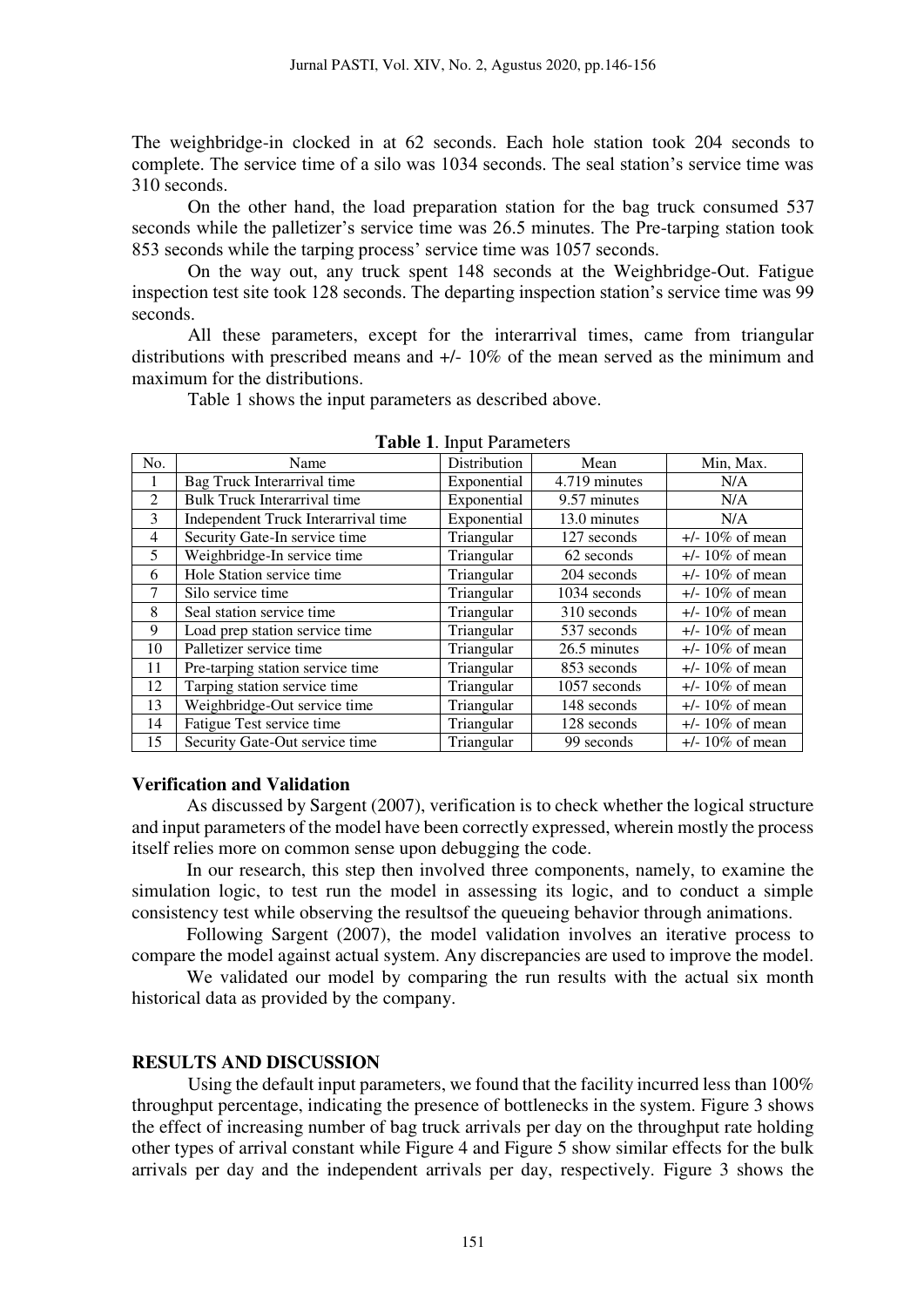The weighbridge-in clocked in at 62 seconds. Each hole station took 204 seconds to complete. The service time of a silo was 1034 seconds. The seal station's service time was 310 seconds.

On the other hand, the load preparation station for the bag truck consumed 537 seconds while the palletizer's service time was 26.5 minutes. The Pre-tarping station took 853 seconds while the tarping process' service time was 1057 seconds.

On the way out, any truck spent 148 seconds at the Weighbridge-Out. Fatigue inspection test site took 128 seconds. The departing inspection station's service time was 99 seconds.

All these parameters, except for the interarrival times, came from triangular distributions with prescribed means and +/- 10% of the mean served as the minimum and maximum for the distributions.

Table 1 shows the input parameters as described above.

**Table 1**. Input Parameters

| No. | Name | Distribution | Mean | Min, Max. |
|---|---|---|---|---|
| 1 | Bag Truck Interarrival time | Exponential | 4.719 minutes | N/A |
| 2 | Bulk Truck Interarrival time | Exponential | 9.57 minutes | N/A |
| 3 | Independent Truck Interarrival time | Exponential | 13.0 minutes | N/A |
| 4 | Security Gate-In service time | Triangular | 127 seconds | +/- 10% of mean |
| 5 | Weighbridge-In service time | Triangular | 62 seconds | +/- 10% of mean |
| 6 | Hole Station service time | Triangular | 204 seconds | +/- 10% of mean |
| 7 | Silo service time | Triangular | 1034 seconds | +/- 10% of mean |
| 8 | Seal station service time | Triangular | 310 seconds | +/- 10% of mean |
| 9 | Load prep station service time | Triangular | 537 seconds | +/- 10% of mean |
| 10 | Palletizer service time | Triangular | 26.5 minutes | +/- 10% of mean |
| 11 | Pre-tarping station service time | Triangular | 853 seconds | +/- 10% of mean |
| 12 | Tarping station service time | Triangular | 1057 seconds | +/- 10% of mean |
| 13 | Weighbridge-Out service time | Triangular | 148 seconds | +/- 10% of mean |
| 14 | Fatigue Test service time | Triangular | 128 seconds | +/- 10% of mean |
| 15 | Security Gate-Out service time | Triangular | 99 seconds | +/- 10% of mean |

**Verification and Validation**

As discussed by Sargent (2007), verification is to check whether the logical structure and input parameters of the model have been correctly expressed, wherein mostly the process itself relies more on common sense upon debugging the code.

In our research, this step then involved three components, namely, to examine the simulation logic, to test run the model in assessing its logic, and to conduct a simple consistency test while observing the resultsof the queueing behavior through animations.

Following Sargent (2007), the model validation involves an iterative process to compare the model against actual system. Any discrepancies are used to improve the model.

We validated our model by comparing the run results with the actual six month historical data as provided by the company.

## RESULTS AND DISCUSSION

Using the default input parameters, we found that the facility incurred less than 100% throughput percentage, indicating the presence of bottlenecks in the system. Figure 3 shows the effect of increasing number of bag truck arrivals per day on the throughput rate holding other types of arrival constant while Figure 4 and Figure 5 show similar effects for the bulk arrivals per day and the independent arrivals per day, respectively. Figure 3 shows the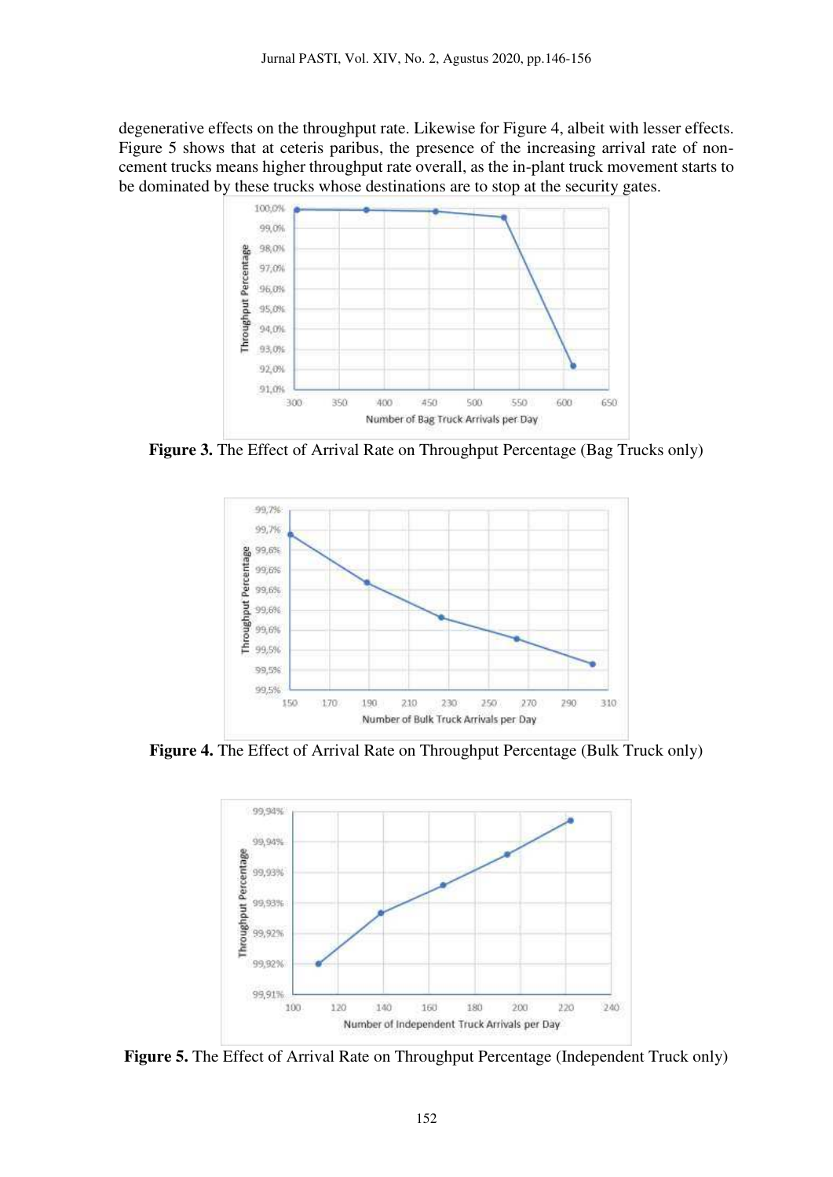degenerative effects on the throughput rate. Likewise for Figure 4, albeit with lesser effects. Figure 5 shows that at ceteris paribus, the presence of the increasing arrival rate of non-cement trucks means higher throughput rate overall, as the in-plant truck movement starts to be dominated by these trucks whose destinations are to stop at the security gates.

**Figure 3.** The Effect of Arrival Rate on Throughput Percentage (Bag Trucks only)

**Figure 4.** The Effect of Arrival Rate on Throughput Percentage (Bulk Truck only)

**Figure 5.** The Effect of Arrival Rate on Throughput Percentage (Independent Truck only)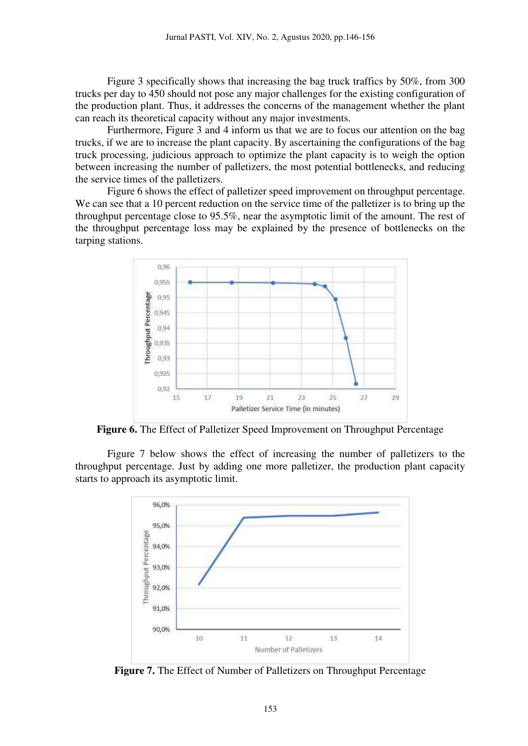Figure 3 specifically shows that increasing the bag truck traffics by 50%, from 300 trucks per day to 450 should not pose any major challenges for the existing configuration of the production plant. Thus, it addresses the concerns of the management whether the plant can reach its theoretical capacity without any major investments.

Furthermore, Figure 3 and 4 inform us that we are to focus our attention on the bag trucks, if we are to increase the plant capacity. By ascertaining the configurations of the bag truck processing, judicious approach to optimize the plant capacity is to weigh the option between increasing the number of palletizers, the most potential bottlenecks, and reducing the service times of the palletizers.

Figure 6 shows the effect of palletizer speed improvement on throughput percentage. We can see that a 10 percent reduction on the service time of the palletizer is to bring up the throughput percentage close to 95.5%, near the asymptotic limit of the amount. The rest of the throughput percentage loss may be explained by the presence of bottlenecks on the tarping stations.

**Figure 6.** The Effect of Palletizer Speed Improvement on Throughput Percentage

Figure 7 below shows the effect of increasing the number of palletizers to the throughput percentage. Just by adding one more palletizer, the production plant capacity starts to approach its asymptotic limit.

**Figure 7.** The Effect of Number of Palletizers on Throughput Percentage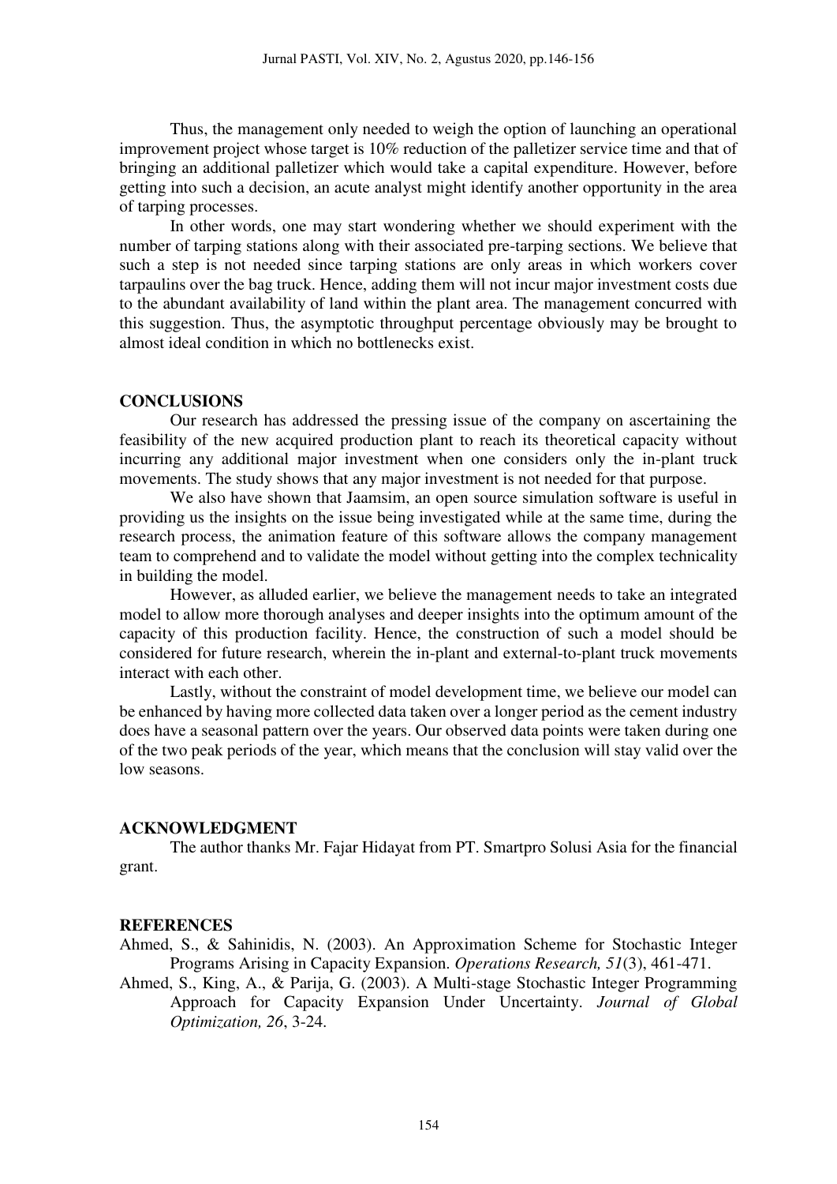Thus, the management only needed to weigh the option of launching an operational improvement project whose target is 10% reduction of the palletizer service time and that of bringing an additional palletizer which would take a capital expenditure. However, before getting into such a decision, an acute analyst might identify another opportunity in the area of tarping processes.

In other words, one may start wondering whether we should experiment with the number of tarping stations along with their associated pre-tarping sections. We believe that such a step is not needed since tarping stations are only areas in which workers cover tarpaulins over the bag truck. Hence, adding them will not incur major investment costs due to the abundant availability of land within the plant area. The management concurred with this suggestion. Thus, the asymptotic throughput percentage obviously may be brought to almost ideal condition in which no bottlenecks exist.

## CONCLUSIONS

Our research has addressed the pressing issue of the company on ascertaining the feasibility of the new acquired production plant to reach its theoretical capacity without incurring any additional major investment when one considers only the in-plant truck movements. The study shows that any major investment is not needed for that purpose.

We also have shown that Jaamsim, an open source simulation software is useful in providing us the insights on the issue being investigated while at the same time, during the research process, the animation feature of this software allows the company management team to comprehend and to validate the model without getting into the complex technicality in building the model.

However, as alluded earlier, we believe the management needs to take an integrated model to allow more thorough analyses and deeper insights into the optimum amount of the capacity of this production facility. Hence, the construction of such a model should be considered for future research, wherein the in-plant and external-to-plant truck movements interact with each other.

Lastly, without the constraint of model development time, we believe our model can be enhanced by having more collected data taken over a longer period as the cement industry does have a seasonal pattern over the years. Our observed data points were taken during one of the two peak periods of the year, which means that the conclusion will stay valid over the low seasons.

## ACKNOWLEDGMENT

The author thanks Mr. Fajar Hidayat from PT. Smartpro Solusi Asia for the financial grant.

## REFERENCES

Ahmed, S., & Sahinidis, N. (2003). An Approximation Scheme for Stochastic Integer Programs Arising in Capacity Expansion. *Operations Research, 51*(3), 461-471.

Ahmed, S., King, A., & Parija, G. (2003). A Multi-stage Stochastic Integer Programming Approach for Capacity Expansion Under Uncertainty. *Journal of Global Optimization, 26*, 3-24.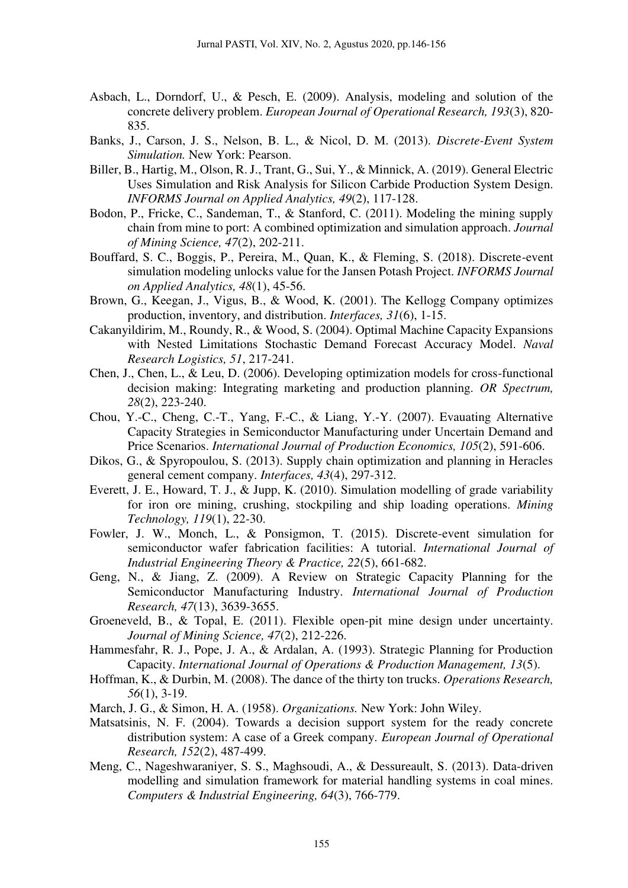Asbach, L., Dorndorf, U., & Pesch, E. (2009). Analysis, modeling and solution of the concrete delivery problem. *European Journal of Operational Research, 193*(3), 820-835.

Banks, J., Carson, J. S., Nelson, B. L., & Nicol, D. M. (2013). *Discrete-Event System Simulation.* New York: Pearson.

Biller, B., Hartig, M., Olson, R. J., Trant, G., Sui, Y., & Minnick, A. (2019). General Electric Uses Simulation and Risk Analysis for Silicon Carbide Production System Design. *INFORMS Journal on Applied Analytics, 49*(2), 117-128.

Bodon, P., Fricke, C., Sandeman, T., & Stanford, C. (2011). Modeling the mining supply chain from mine to port: A combined optimization and simulation approach. *Journal of Mining Science, 47*(2), 202-211.

Bouffard, S. C., Boggis, P., Pereira, M., Quan, K., & Fleming, S. (2018). Discrete-event simulation modeling unlocks value for the Jansen Potash Project. *INFORMS Journal on Applied Analytics, 48*(1), 45-56.

Brown, G., Keegan, J., Vigus, B., & Wood, K. (2001). The Kellogg Company optimizes production, inventory, and distribution. *Interfaces, 31*(6), 1-15.

Cakanyildirim, M., Roundy, R., & Wood, S. (2004). Optimal Machine Capacity Expansions with Nested Limitations Stochastic Demand Forecast Accuracy Model. *Naval Research Logistics, 51*, 217-241.

Chen, J., Chen, L., & Leu, D. (2006). Developing optimization models for cross-functional decision making: Integrating marketing and production planning. *OR Spectrum, 28*(2), 223-240.

Chou, Y.-C., Cheng, C.-T., Yang, F.-C., & Liang, Y.-Y. (2007). Evauating Alternative Capacity Strategies in Semiconductor Manufacturing under Uncertain Demand and Price Scenarios. *International Journal of Production Economics, 105*(2), 591-606.

Dikos, G., & Spyropoulou, S. (2013). Supply chain optimization and planning in Heracles general cement company. *Interfaces, 43*(4), 297-312.

Everett, J. E., Howard, T. J., & Jupp, K. (2010). Simulation modelling of grade variability for iron ore mining, crushing, stockpiling and ship loading operations. *Mining Technology, 119*(1), 22-30.

Fowler, J. W., Monch, L., & Ponsigmon, T. (2015). Discrete-event simulation for semiconductor wafer fabrication facilities: A tutorial. *International Journal of Industrial Engineering Theory & Practice, 22*(5), 661-682.

Geng, N., & Jiang, Z. (2009). A Review on Strategic Capacity Planning for the Semiconductor Manufacturing Industry. *International Journal of Production Research, 47*(13), 3639-3655.

Groeneveld, B., & Topal, E. (2011). Flexible open-pit mine design under uncertainty. *Journal of Mining Science, 47*(2), 212-226.

Hammesfahr, R. J., Pope, J. A., & Ardalan, A. (1993). Strategic Planning for Production Capacity. *International Journal of Operations & Production Management, 13*(5).

Hoffman, K., & Durbin, M. (2008). The dance of the thirty ton trucks. *Operations Research, 56*(1), 3-19.

March, J. G., & Simon, H. A. (1958). *Organizations.* New York: John Wiley.

Matsatsinis, N. F. (2004). Towards a decision support system for the ready concrete distribution system: A case of a Greek company. *European Journal of Operational Research, 152*(2), 487-499.

Meng, C., Nageshwaraniyer, S. S., Maghsoudi, A., & Dessureault, S. (2013). Data-driven modelling and simulation framework for material handling systems in coal mines. *Computers & Industrial Engineering, 64*(3), 766-779.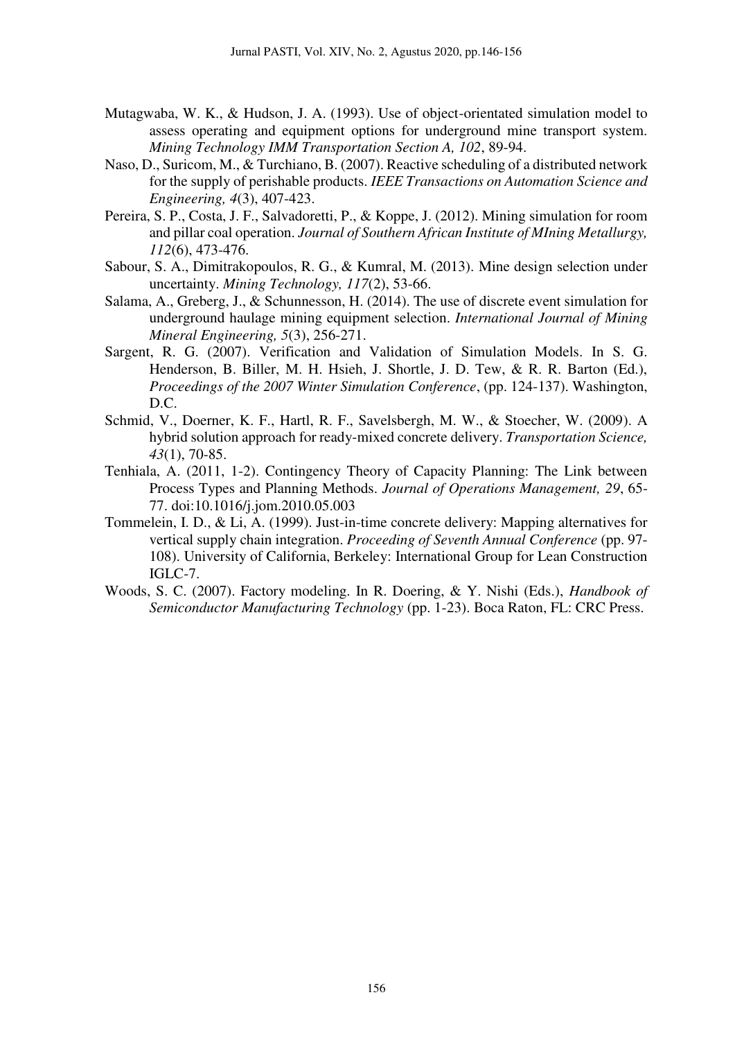Mutagwaba, W. K., & Hudson, J. A. (1993). Use of object-orientated simulation model to assess operating and equipment options for underground mine transport system. *Mining Technology IMM Transportation Section A, 102*, 89-94.

Naso, D., Suricom, M., & Turchiano, B. (2007). Reactive scheduling of a distributed network for the supply of perishable products. *IEEE Transactions on Automation Science and Engineering, 4*(3), 407-423.

Pereira, S. P., Costa, J. F., Salvadoretti, P., & Koppe, J. (2012). Mining simulation for room and pillar coal operation. *Journal of Southern African Institute of MIning Metallurgy, 112*(6), 473-476.

Sabour, S. A., Dimitrakopoulos, R. G., & Kumral, M. (2013). Mine design selection under uncertainty. *Mining Technology, 117*(2), 53-66.

Salama, A., Greberg, J., & Schunnesson, H. (2014). The use of discrete event simulation for underground haulage mining equipment selection. *International Journal of Mining Mineral Engineering, 5*(3), 256-271.

Sargent, R. G. (2007). Verification and Validation of Simulation Models. In S. G. Henderson, B. Biller, M. H. Hsieh, J. Shortle, J. D. Tew, & R. R. Barton (Ed.), *Proceedings of the 2007 Winter Simulation Conference*, (pp. 124-137). Washington, D.C.

Schmid, V., Doerner, K. F., Hartl, R. F., Savelsbergh, M. W., & Stoecher, W. (2009). A hybrid solution approach for ready-mixed concrete delivery. *Transportation Science, 43*(1), 70-85.

Tenhiala, A. (2011, 1-2). Contingency Theory of Capacity Planning: The Link between Process Types and Planning Methods. *Journal of Operations Management, 29*, 65-77. doi:10.1016/j.jom.2010.05.003

Tommelein, I. D., & Li, A. (1999). Just-in-time concrete delivery: Mapping alternatives for vertical supply chain integration. *Proceeding of Seventh Annual Conference* (pp. 97-108). University of California, Berkeley: International Group for Lean Construction IGLC-7.

Woods, S. C. (2007). Factory modeling. In R. Doering, & Y. Nishi (Eds.), *Handbook of Semiconductor Manufacturing Technology* (pp. 1-23). Boca Raton, FL: CRC Press.